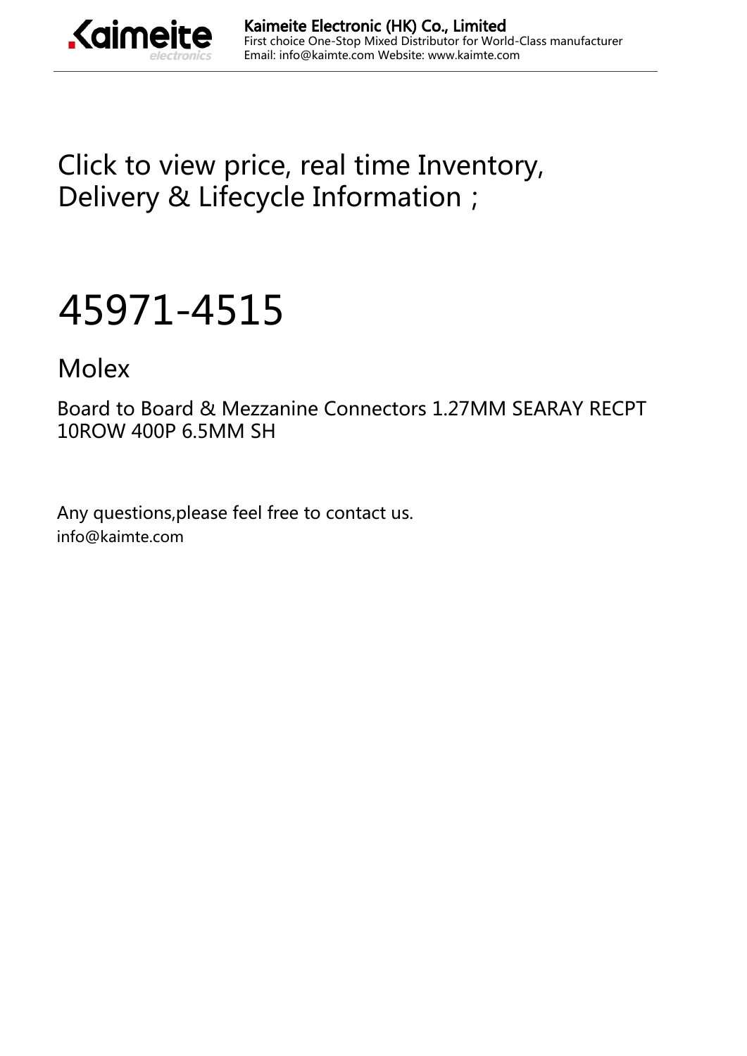Click to view price, real time Inventory, Delivery & Lifecycle Information ;

# 45971-4515

## Molex

Board to Board & Mezzanine Connectors 1.27MM SEARAY RECPT 10ROW 400P 6.5MM SH

Any questions,please feel free to contact us.
info@kaimte.com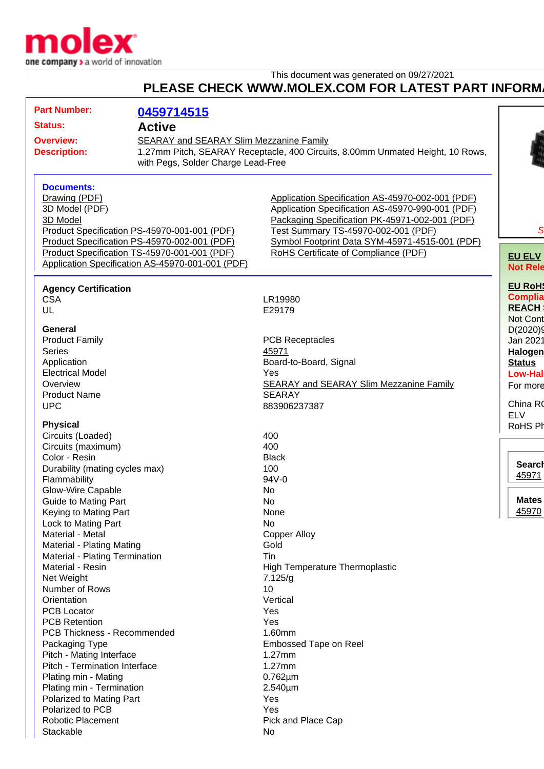This document was generated on 09/27/2021

**PLEASE CHECK WWW.MOLEX.COM FOR LATEST PART INFORM**

**Part Number:** 0459714515

**Status:** Active

**Overview:** SEARAY and SEARAY Slim Mezzanine Family

**Description:** 1.27mm Pitch, SEARAY Receptacle, 400 Circuits, 8.00mm Unmated Height, 10 Rows, with Pegs, Solder Charge Lead-Free

**Documents:**

- Drawing (PDF)
- 3D Model (PDF)
- 3D Model
- Product Specification PS-45970-001-001 (PDF)
- Product Specification PS-45970-002-001 (PDF)
- Product Specification TS-45970-001-001 (PDF)
- Application Specification AS-45970-001-001 (PDF)
- Application Specification AS-45970-002-001 (PDF)
- Application Specification AS-45970-990-001 (PDF)
- Packaging Specification PK-45971-002-001 (PDF)
- Test Summary TS-45970-002-001 (PDF)
- Symbol Footprint Data SYM-45971-4515-001 (PDF)
- RoHS Certificate of Compliance (PDF)

**Agency Certification**

| | |
|---|---|
| CSA | LR19980 |
| UL | E29179 |

**General**

| | |
|---|---|
| Product Family | PCB Receptacles |
| Series | 45971 |
| Application | Board-to-Board, Signal |
| Electrical Model | Yes |
| Overview | SEARAY and SEARAY Slim Mezzanine Family |
| Product Name | SEARAY |
| UPC | 883906237387 |

**Physical**

| | |
|---|---|
| Circuits (Loaded) | 400 |
| Circuits (maximum) | 400 |
| Color - Resin | Black |
| Durability (mating cycles max) | 100 |
| Flammability | 94V-0 |
| Glow-Wire Capable | No |
| Guide to Mating Part | No |
| Keying to Mating Part | None |
| Lock to Mating Part | No |
| Material - Metal | Copper Alloy |
| Material - Plating Mating | Gold |
| Material - Plating Termination | Tin |
| Material - Resin | High Temperature Thermoplastic |
| Net Weight | 7.125/g |
| Number of Rows | 10 |
| Orientation | Vertical |
| PCB Locator | Yes |
| PCB Retention | Yes |
| PCB Thickness - Recommended | 1.60mm |
| Packaging Type | Embossed Tape on Reel |
| Pitch - Mating Interface | 1.27mm |
| Pitch - Termination Interface | 1.27mm |
| Plating min - Mating | 0.762µm |
| Plating min - Termination | 2.540µm |
| Polarized to Mating Part | Yes |
| Polarized to PCB | Yes |
| Robotic Placement | Pick and Place Cap |
| Stackable | No |

S

**EU ELV**
Not Rele

**EU RoHS**
Complia

**REACH**
Not Cont
D(2020)
Jan 2021

**Halogen Status**
Low-Hal
For more

China R
ELV
RoHS Ph

**Search**
45971

**Mates**
45970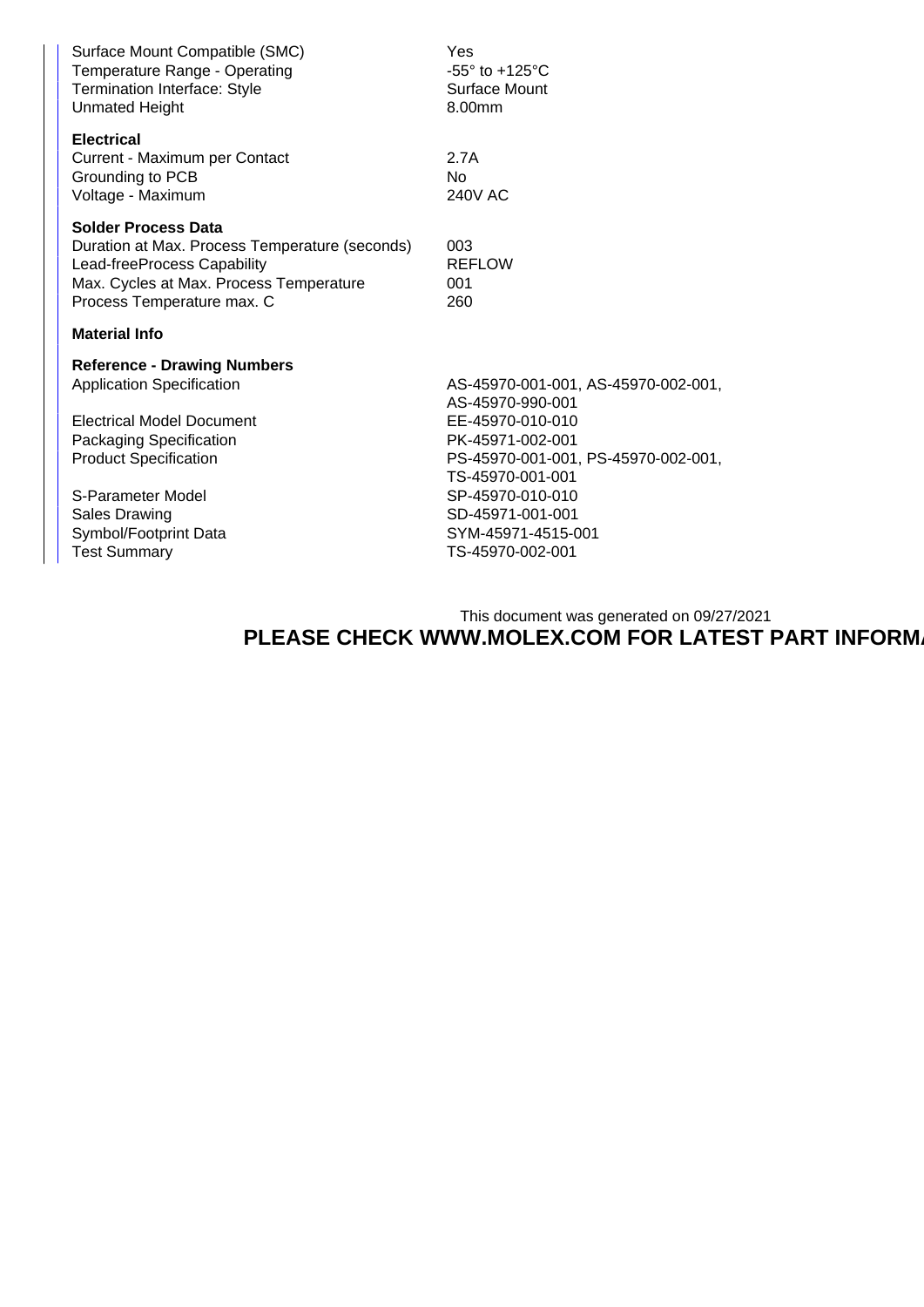| | |
|---|---|
| Surface Mount Compatible (SMC) | Yes |
| Temperature Range - Operating | -55° to +125°C |
| Termination Interface: Style | Surface Mount |
| Unmated Height | 8.00mm |

**Electrical**

| | |
|---|---|
| Current - Maximum per Contact | 2.7A |
| Grounding to PCB | No |
| Voltage - Maximum | 240V AC |

**Solder Process Data**

| | |
|---|---|
| Duration at Max. Process Temperature (seconds) | 003 |
| Lead-freeProcess Capability | REFLOW |
| Max. Cycles at Max. Process Temperature | 001 |
| Process Temperature max. C | 260 |

**Material Info**

**Reference - Drawing Numbers**

| | |
|---|---|
| Application Specification | AS-45970-001-001, AS-45970-002-001, AS-45970-990-001 |
| Electrical Model Document | EE-45970-010-010 |
| Packaging Specification | PK-45971-002-001 |
| Product Specification | PS-45970-001-001, PS-45970-002-001, TS-45970-001-001 |
| S-Parameter Model | SP-45970-010-010 |
| Sales Drawing | SD-45971-001-001 |
| Symbol/Footprint Data | SYM-45971-4515-001 |
| Test Summary | TS-45970-002-001 |

This document was generated on 09/27/2021

**PLEASE CHECK WWW.MOLEX.COM FOR LATEST PART INFORM**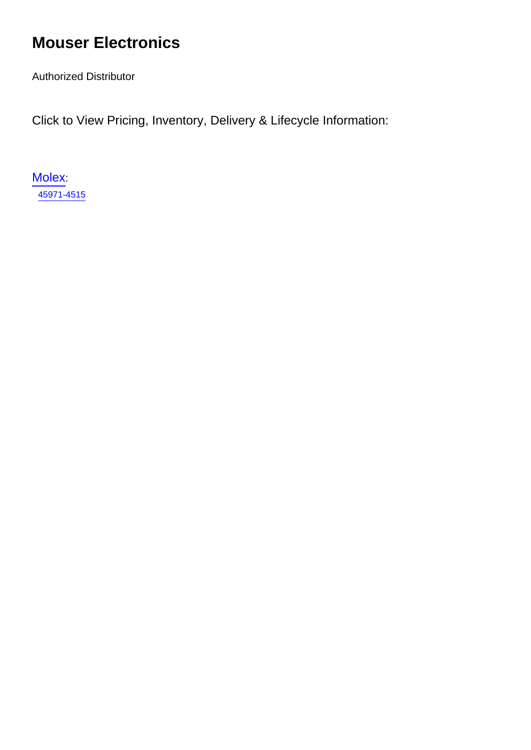# Mouser Electronics

Authorized Distributor

Click to View Pricing, Inventory, Delivery & Lifecycle Information:

Molex:

45971-4515